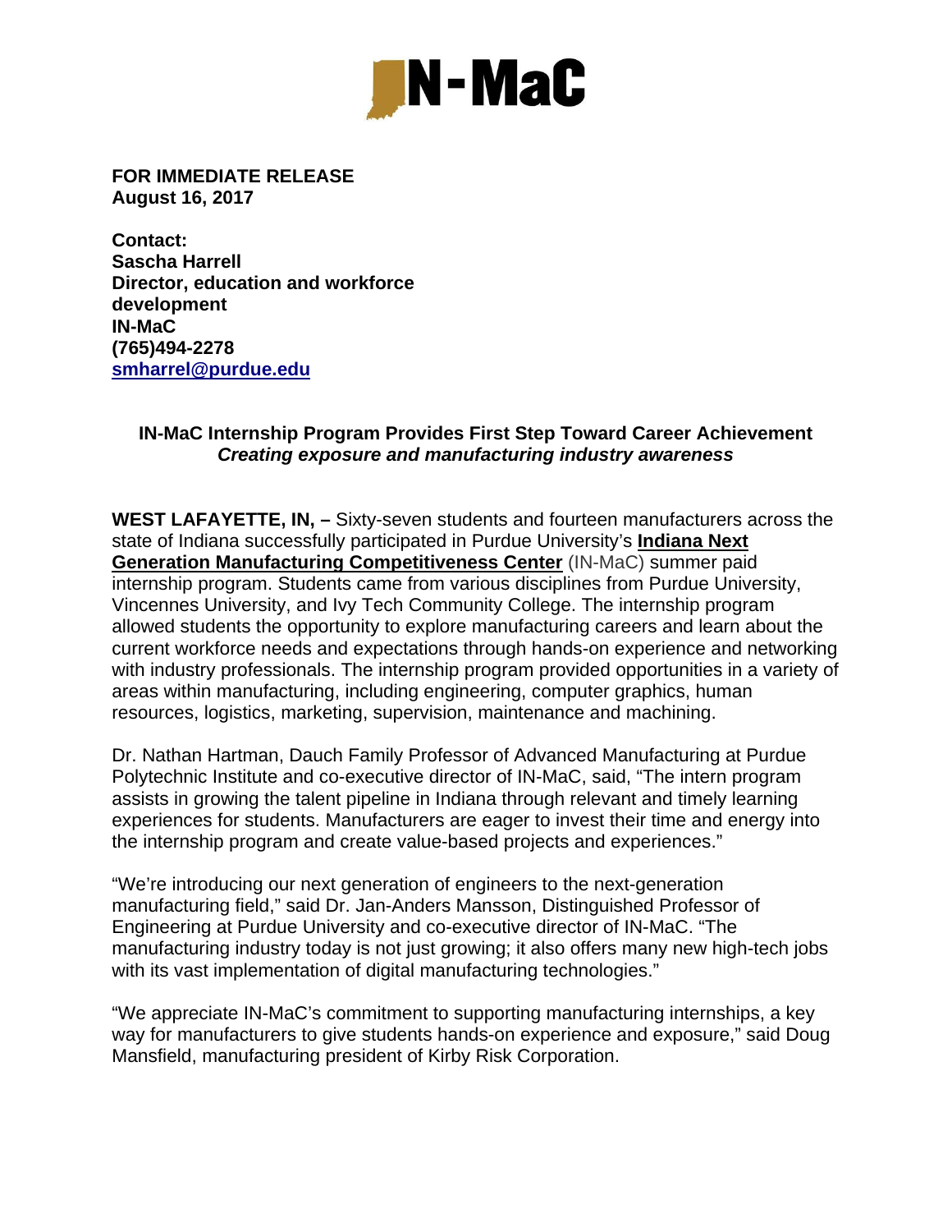**FOR IMMEDIATE RELEASE**
**August 16, 2017**

**Contact:**
**Sascha Harrell**
**Director, education and workforce development**
**IN-MaC**
**(765)494-2278**
**smharrel@purdue.edu**

## IN-MaC Internship Program Provides First Step Toward Career Achievement

***Creating exposure and manufacturing industry awareness***

**WEST LAFAYETTE, IN, –** Sixty-seven students and fourteen manufacturers across the state of Indiana successfully participated in Purdue University's **Indiana Next Generation Manufacturing Competitiveness Center** (IN-MaC) summer paid internship program. Students came from various disciplines from Purdue University, Vincennes University, and Ivy Tech Community College. The internship program allowed students the opportunity to explore manufacturing careers and learn about the current workforce needs and expectations through hands-on experience and networking with industry professionals. The internship program provided opportunities in a variety of areas within manufacturing, including engineering, computer graphics, human resources, logistics, marketing, supervision, maintenance and machining.

Dr. Nathan Hartman, Dauch Family Professor of Advanced Manufacturing at Purdue Polytechnic Institute and co-executive director of IN-MaC, said, "The intern program assists in growing the talent pipeline in Indiana through relevant and timely learning experiences for students. Manufacturers are eager to invest their time and energy into the internship program and create value-based projects and experiences."

"We're introducing our next generation of engineers to the next-generation manufacturing field," said Dr. Jan-Anders Mansson, Distinguished Professor of Engineering at Purdue University and co-executive director of IN-MaC. "The manufacturing industry today is not just growing; it also offers many new high-tech jobs with its vast implementation of digital manufacturing technologies."

"We appreciate IN-MaC's commitment to supporting manufacturing internships, a key way for manufacturers to give students hands-on experience and exposure," said Doug Mansfield, manufacturing president of Kirby Risk Corporation.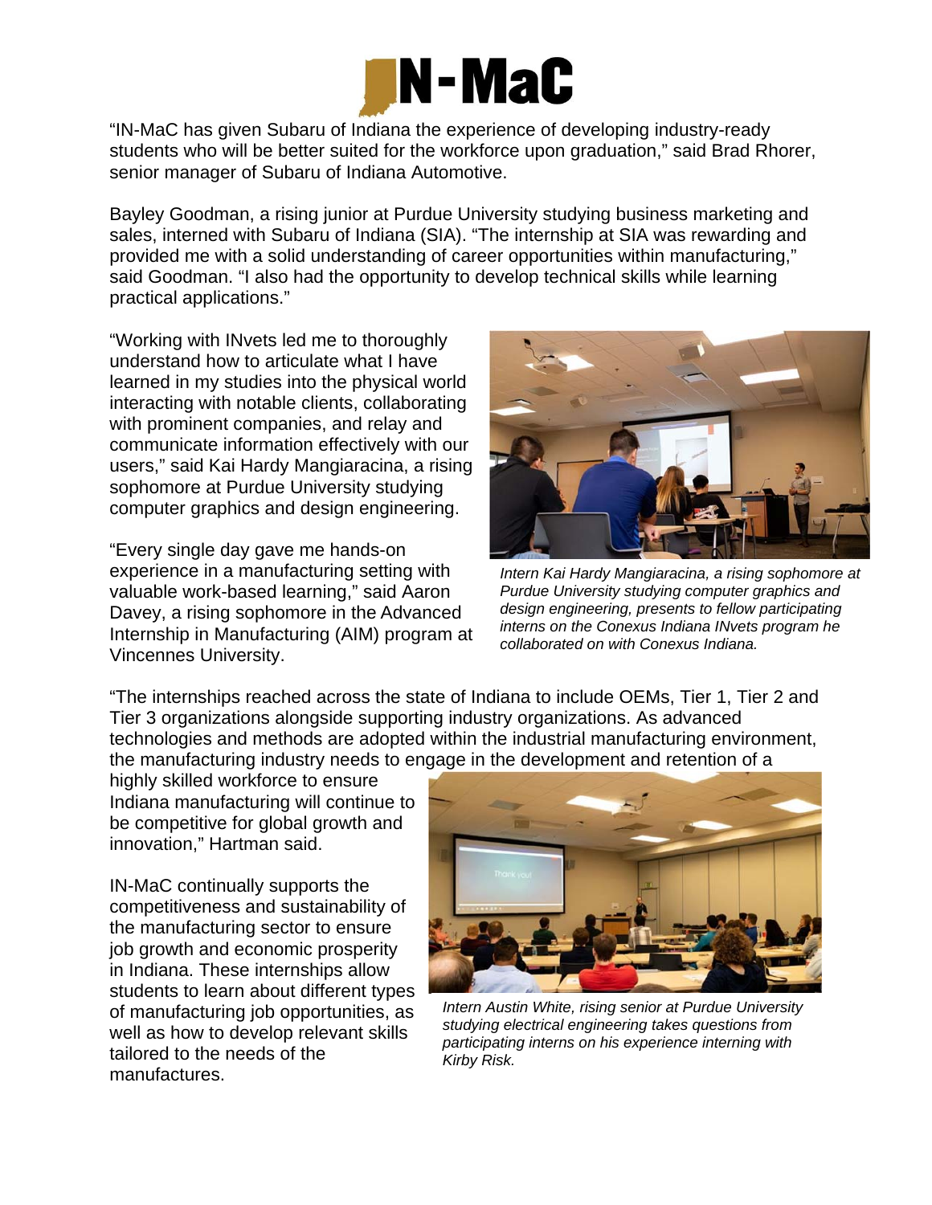“IN-MaC has given Subaru of Indiana the experience of developing industry-ready students who will be better suited for the workforce upon graduation,” said Brad Rhorer, senior manager of Subaru of Indiana Automotive.

Bayley Goodman, a rising junior at Purdue University studying business marketing and sales, interned with Subaru of Indiana (SIA). “The internship at SIA was rewarding and provided me with a solid understanding of career opportunities within manufacturing,” said Goodman. “I also had the opportunity to develop technical skills while learning practical applications.”

“Working with INvets led me to thoroughly understand how to articulate what I have learned in my studies into the physical world interacting with notable clients, collaborating with prominent companies, and relay and communicate information effectively with our users,” said Kai Hardy Mangiaracina, a rising sophomore at Purdue University studying computer graphics and design engineering.

*Intern Kai Hardy Mangiaracina, a rising sophomore at Purdue University studying computer graphics and design engineering, presents to fellow participating interns on the Conexus Indiana INvets program he collaborated on with Conexus Indiana.*

“Every single day gave me hands-on experience in a manufacturing setting with valuable work-based learning,” said Aaron Davey, a rising sophomore in the Advanced Internship in Manufacturing (AIM) program at Vincennes University.

“The internships reached across the state of Indiana to include OEMs, Tier 1, Tier 2 and Tier 3 organizations alongside supporting industry organizations. As advanced technologies and methods are adopted within the industrial manufacturing environment, the manufacturing industry needs to engage in the development and retention of a highly skilled workforce to ensure Indiana manufacturing will continue to be competitive for global growth and innovation,” Hartman said.

IN-MaC continually supports the competitiveness and sustainability of the manufacturing sector to ensure job growth and economic prosperity in Indiana. These internships allow students to learn about different types of manufacturing job opportunities, as well as how to develop relevant skills tailored to the needs of the manufactures.

*Intern Austin White, rising senior at Purdue University studying electrical engineering takes questions from participating interns on his experience interning with Kirby Risk.*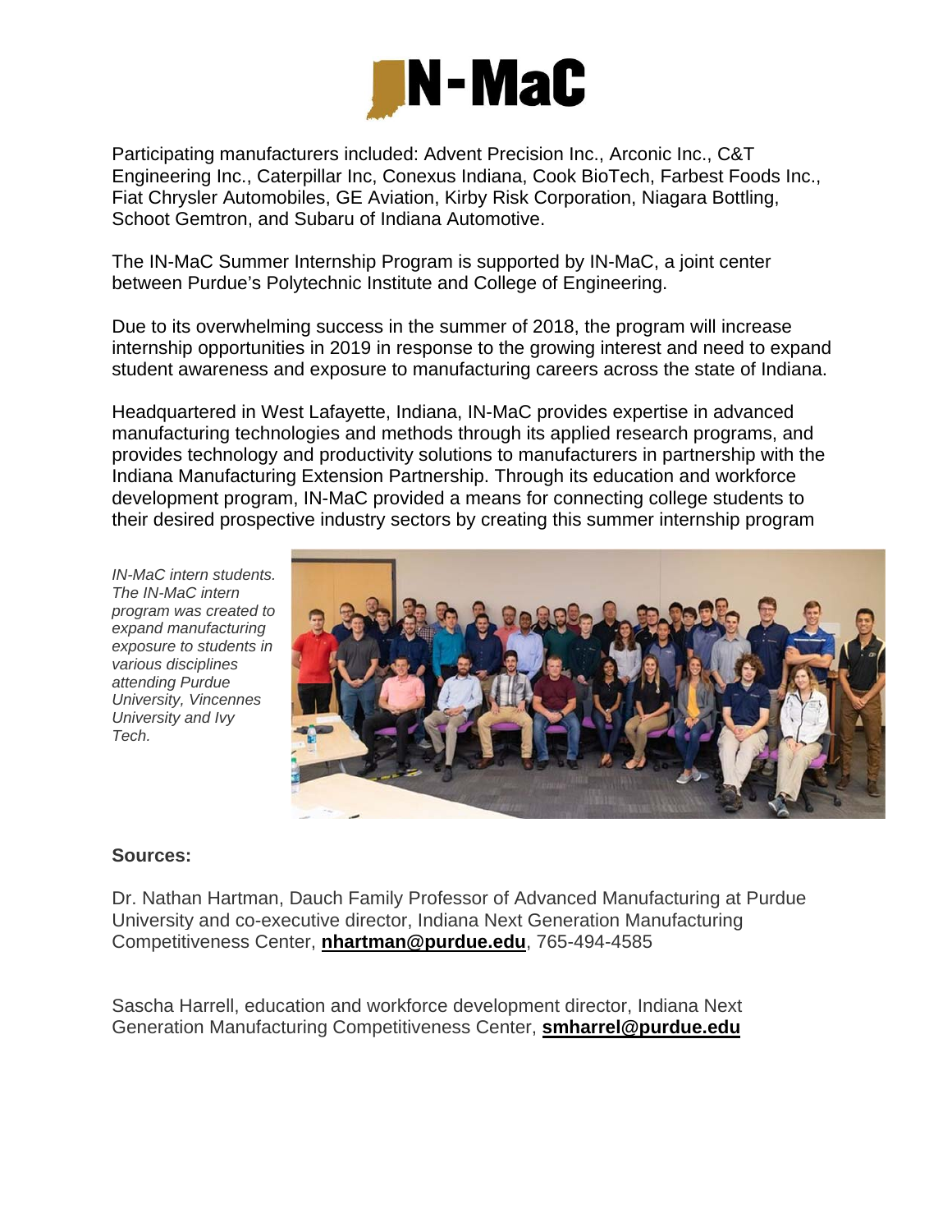Participating manufacturers included: Advent Precision Inc., Arconic Inc., C&T Engineering Inc., Caterpillar Inc, Conexus Indiana, Cook BioTech, Farbest Foods Inc., Fiat Chrysler Automobiles, GE Aviation, Kirby Risk Corporation, Niagara Bottling, Schoot Gemtron, and Subaru of Indiana Automotive.

The IN-MaC Summer Internship Program is supported by IN-MaC, a joint center between Purdue's Polytechnic Institute and College of Engineering.

Due to its overwhelming success in the summer of 2018, the program will increase internship opportunities in 2019 in response to the growing interest and need to expand student awareness and exposure to manufacturing careers across the state of Indiana.

Headquartered in West Lafayette, Indiana, IN-MaC provides expertise in advanced manufacturing technologies and methods through its applied research programs, and provides technology and productivity solutions to manufacturers in partnership with the Indiana Manufacturing Extension Partnership. Through its education and workforce development program, IN-MaC provided a means for connecting college students to their desired prospective industry sectors by creating this summer internship program

*IN-MaC intern students. The IN-MaC intern program was created to expand manufacturing exposure to students in various disciplines attending Purdue University, Vincennes University and Ivy Tech.*

**Sources:**

Dr. Nathan Hartman, Dauch Family Professor of Advanced Manufacturing at Purdue University and co-executive director, Indiana Next Generation Manufacturing Competitiveness Center, **nhartman@purdue.edu**, 765-494-4585

Sascha Harrell, education and workforce development director, Indiana Next Generation Manufacturing Competitiveness Center, **smharrel@purdue.edu**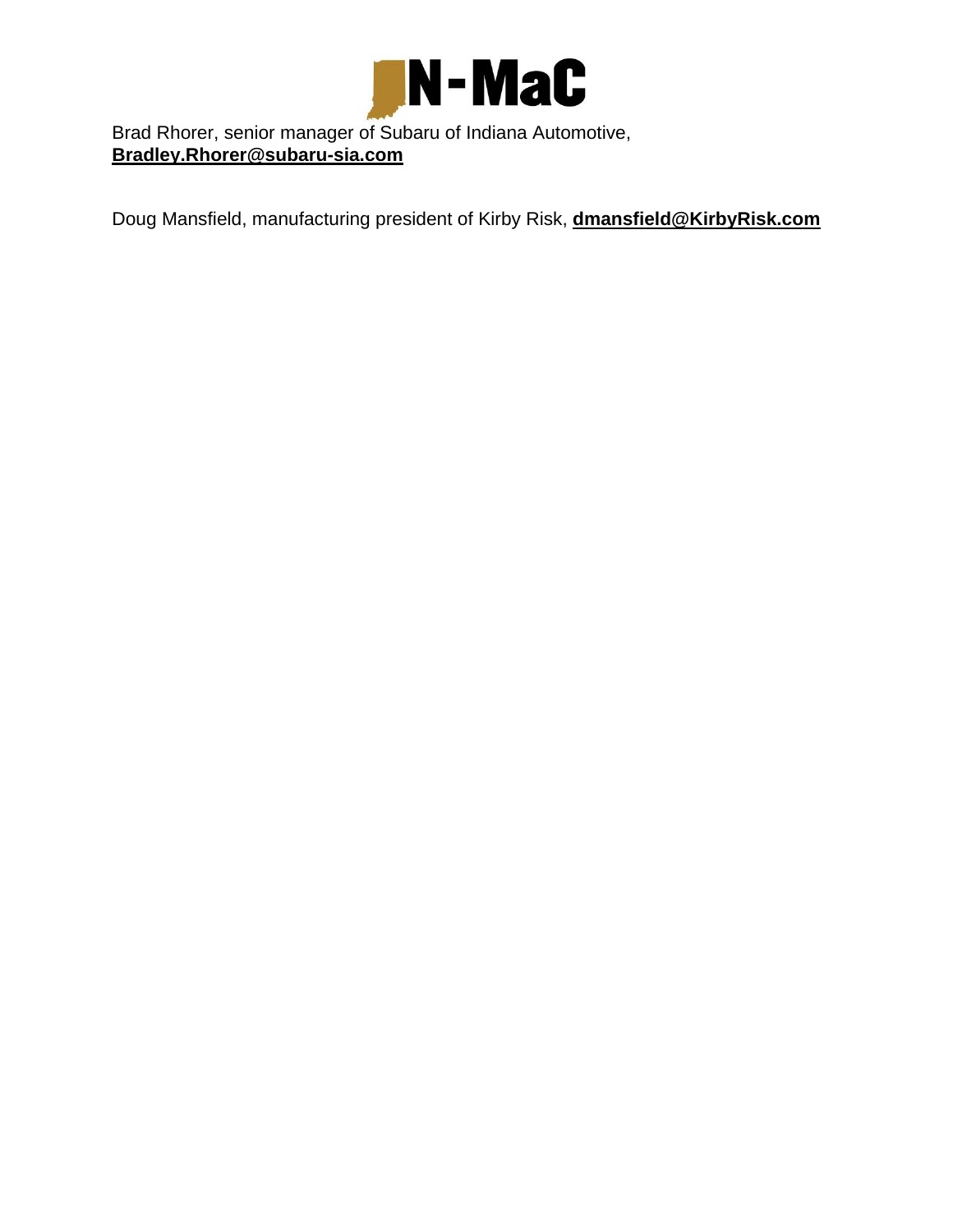Brad Rhorer, senior manager of Subaru of Indiana Automotive, **Bradley.Rhorer@subaru-sia.com**

Doug Mansfield, manufacturing president of Kirby Risk, **dmansfield@KirbyRisk.com**